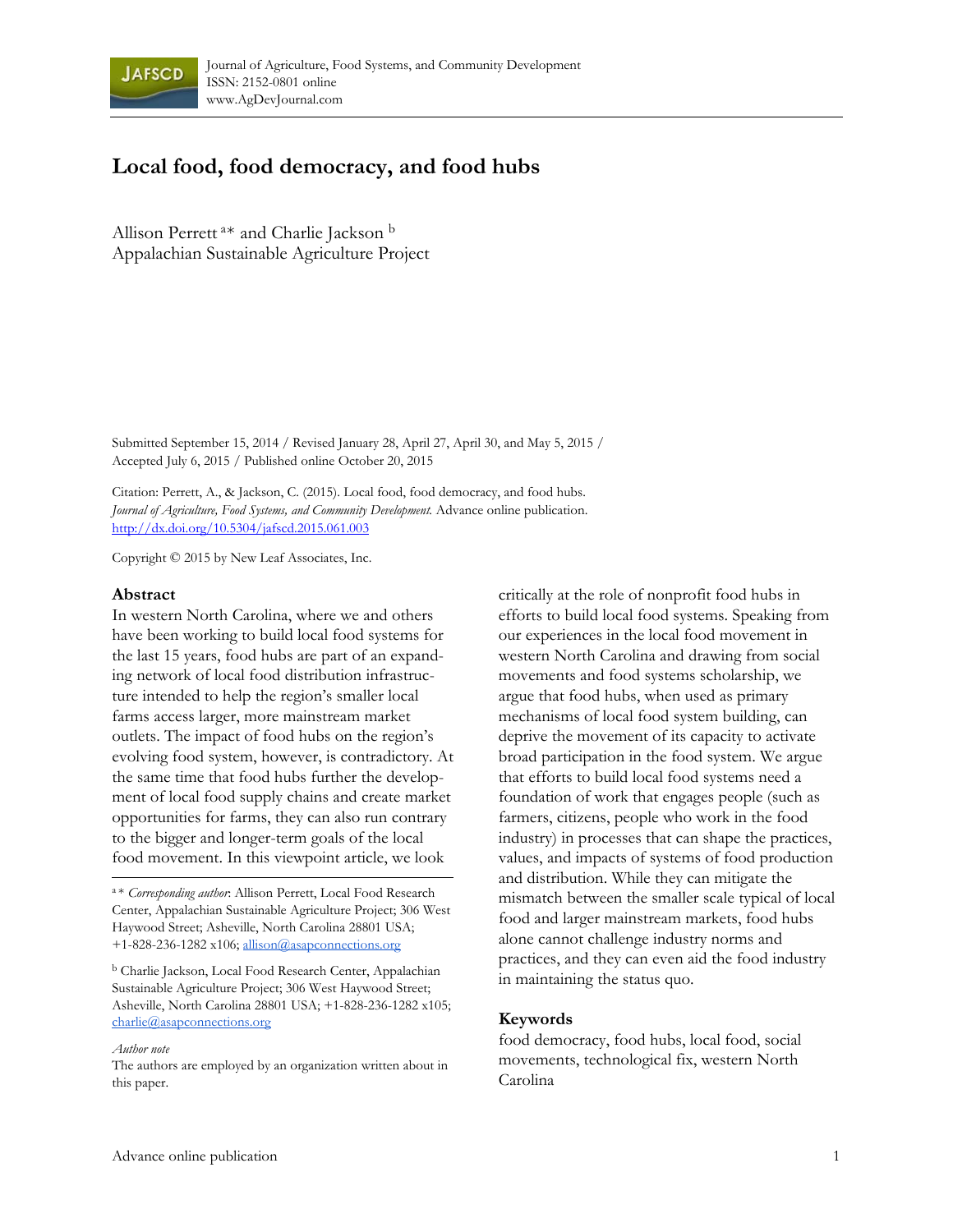# Local food, food democracy, and food hubs

Allison Perrett [a]* and Charlie Jackson [b]
Appalachian Sustainable Agriculture Project

Submitted September 15, 2014 / Revised January 28, April 27, April 30, and May 5, 2015 / Accepted July 6, 2015 / Published online October 20, 2015

Citation: Perrett, A., & Jackson, C. (2015). Local food, food democracy, and food hubs. *Journal of Agriculture, Food Systems, and Community Development.* Advance online publication. http://dx.doi.org/10.5304/jafscd.2015.061.003

Copyright © 2015 by New Leaf Associates, Inc.

## Abstract

In western North Carolina, where we and others have been working to build local food systems for the last 15 years, food hubs are part of an expanding network of local food distribution infrastructure intended to help the region's smaller local farms access larger, more mainstream market outlets. The impact of food hubs on the region's evolving food system, however, is contradictory. At the same time that food hubs further the development of local food supply chains and create market opportunities for farms, they can also run contrary to the bigger and longer-term goals of the local food movement. In this viewpoint article, we look critically at the role of nonprofit food hubs in efforts to build local food systems. Speaking from our experiences in the local food movement in western North Carolina and drawing from social movements and food systems scholarship, we argue that food hubs, when used as primary mechanisms of local food system building, can deprive the movement of its capacity to activate broad participation in the food system. We argue that efforts to build local food systems need a foundation of work that engages people (such as farmers, citizens, people who work in the food industry) in processes that can shape the practices, values, and impacts of systems of food production and distribution. While they can mitigate the mismatch between the smaller scale typical of local food and larger mainstream markets, food hubs alone cannot challenge industry norms and practices, and they can even aid the food industry in maintaining the status quo.

## Keywords

food democracy, food hubs, local food, social movements, technological fix, western North Carolina

---

[a]* *Corresponding author*: Allison Perrett, Local Food Research Center, Appalachian Sustainable Agriculture Project; 306 West Haywood Street; Asheville, North Carolina 28801 USA; +1-828-236-1282 x106; allison@asapconnections.org

[b] Charlie Jackson, Local Food Research Center, Appalachian Sustainable Agriculture Project; 306 West Haywood Street; Asheville, North Carolina 28801 USA; +1-828-236-1282 x105; charlie@asapconnections.org

*Author note*
The authors are employed by an organization written about in this paper.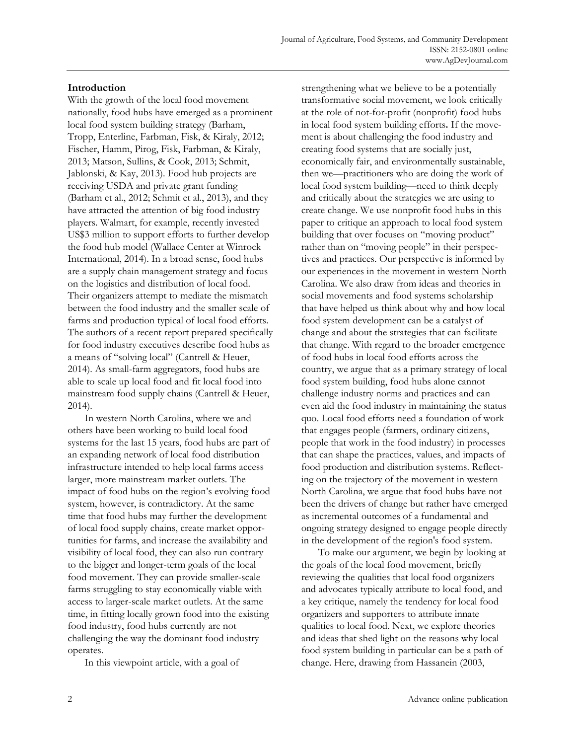## Introduction

With the growth of the local food movement nationally, food hubs have emerged as a prominent local food system building strategy (Barham, Tropp, Enterline, Farbman, Fisk, & Kiraly, 2012; Fischer, Hamm, Pirog, Fisk, Farbman, & Kiraly, 2013; Matson, Sullins, & Cook, 2013; Schmit, Jablonski, & Kay, 2013). Food hub projects are receiving USDA and private grant funding (Barham et al., 2012; Schmit et al., 2013), and they have attracted the attention of big food industry players. Walmart, for example, recently invested US$3 million to support efforts to further develop the food hub model (Wallace Center at Winrock International, 2014). In a broad sense, food hubs are a supply chain management strategy and focus on the logistics and distribution of local food. Their organizers attempt to mediate the mismatch between the food industry and the smaller scale of farms and production typical of local food efforts. The authors of a recent report prepared specifically for food industry executives describe food hubs as a means of "solving local" (Cantrell & Heuer, 2014). As small-farm aggregators, food hubs are able to scale up local food and fit local food into mainstream food supply chains (Cantrell & Heuer, 2014).

In western North Carolina, where we and others have been working to build local food systems for the last 15 years, food hubs are part of an expanding network of local food distribution infrastructure intended to help local farms access larger, more mainstream market outlets. The impact of food hubs on the region's evolving food system, however, is contradictory. At the same time that food hubs may further the development of local food supply chains, create market opportunities for farms, and increase the availability and visibility of local food, they can also run contrary to the bigger and longer-term goals of the local food movement. They can provide smaller-scale farms struggling to stay economically viable with access to larger-scale market outlets. At the same time, in fitting locally grown food into the existing food industry, food hubs currently are not challenging the way the dominant food industry operates.

In this viewpoint article, with a goal of strengthening what we believe to be a potentially transformative social movement, we look critically at the role of not-for-profit (nonprofit) food hubs in local food system building efforts**.** If the movement is about challenging the food industry and creating food systems that are socially just, economically fair, and environmentally sustainable, then we—practitioners who are doing the work of local food system building—need to think deeply and critically about the strategies we are using to create change. We use nonprofit food hubs in this paper to critique an approach to local food system building that over focuses on "moving product" rather than on "moving people" in their perspectives and practices. Our perspective is informed by our experiences in the movement in western North Carolina. We also draw from ideas and theories in social movements and food systems scholarship that have helped us think about why and how local food system development can be a catalyst of change and about the strategies that can facilitate that change. With regard to the broader emergence of food hubs in local food efforts across the country, we argue that as a primary strategy of local food system building, food hubs alone cannot challenge industry norms and practices and can even aid the food industry in maintaining the status quo. Local food efforts need a foundation of work that engages people (farmers, ordinary citizens, people that work in the food industry) in processes that can shape the practices, values, and impacts of food production and distribution systems. Reflecting on the trajectory of the movement in western North Carolina, we argue that food hubs have not been the drivers of change but rather have emerged as incremental outcomes of a fundamental and ongoing strategy designed to engage people directly in the development of the region's food system.

To make our argument, we begin by looking at the goals of the local food movement, briefly reviewing the qualities that local food organizers and advocates typically attribute to local food, and a key critique, namely the tendency for local food organizers and supporters to attribute innate qualities to local food. Next, we explore theories and ideas that shed light on the reasons why local food system building in particular can be a path of change. Here, drawing from Hassanein (2003,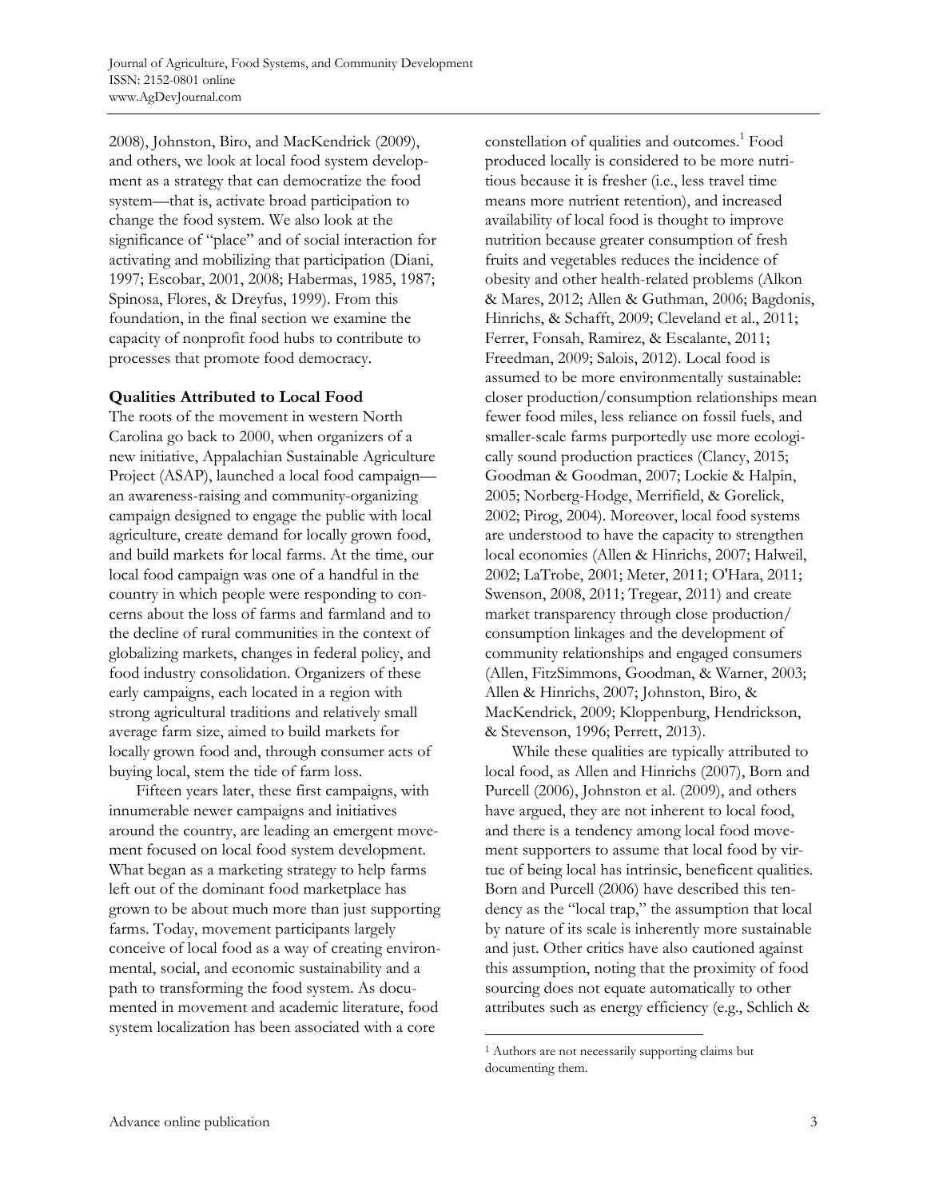2008), Johnston, Biro, and MacKendrick (2009), and others, we look at local food system development as a strategy that can democratize the food system—that is, activate broad participation to change the food system. We also look at the significance of "place" and of social interaction for activating and mobilizing that participation (Diani, 1997; Escobar, 2001, 2008; Habermas, 1985, 1987; Spinosa, Flores, & Dreyfus, 1999). From this foundation, in the final section we examine the capacity of nonprofit food hubs to contribute to processes that promote food democracy.

**Qualities Attributed to Local Food**

The roots of the movement in western North Carolina go back to 2000, when organizers of a new initiative, Appalachian Sustainable Agriculture Project (ASAP), launched a local food campaign—an awareness-raising and community-organizing campaign designed to engage the public with local agriculture, create demand for locally grown food, and build markets for local farms. At the time, our local food campaign was one of a handful in the country in which people were responding to concerns about the loss of farms and farmland and to the decline of rural communities in the context of globalizing markets, changes in federal policy, and food industry consolidation. Organizers of these early campaigns, each located in a region with strong agricultural traditions and relatively small average farm size, aimed to build markets for locally grown food and, through consumer acts of buying local, stem the tide of farm loss.

Fifteen years later, these first campaigns, with innumerable newer campaigns and initiatives around the country, are leading an emergent movement focused on local food system development. What began as a marketing strategy to help farms left out of the dominant food marketplace has grown to be about much more than just supporting farms. Today, movement participants largely conceive of local food as a way of creating environmental, social, and economic sustainability and a path to transforming the food system. As documented in movement and academic literature, food system localization has been associated with a core constellation of qualities and outcomes.[1] Food produced locally is considered to be more nutritious because it is fresher (i.e., less travel time means more nutrient retention), and increased availability of local food is thought to improve nutrition because greater consumption of fresh fruits and vegetables reduces the incidence of obesity and other health-related problems (Alkon & Mares, 2012; Allen & Guthman, 2006; Bagdonis, Hinrichs, & Schafft, 2009; Cleveland et al., 2011; Ferrer, Fonsah, Ramirez, & Escalante, 2011; Freedman, 2009; Salois, 2012). Local food is assumed to be more environmentally sustainable: closer production/consumption relationships mean fewer food miles, less reliance on fossil fuels, and smaller-scale farms purportedly use more ecologically sound production practices (Clancy, 2015; Goodman & Goodman, 2007; Lockie & Halpin, 2005; Norberg-Hodge, Merrifield, & Gorelick, 2002; Pirog, 2004). Moreover, local food systems are understood to have the capacity to strengthen local economies (Allen & Hinrichs, 2007; Halweil, 2002; LaTrobe, 2001; Meter, 2011; O'Hara, 2011; Swenson, 2008, 2011; Tregear, 2011) and create market transparency through close production/consumption linkages and the development of community relationships and engaged consumers (Allen, FitzSimmons, Goodman, & Warner, 2003; Allen & Hinrichs, 2007; Johnston, Biro, & MacKendrick, 2009; Kloppenburg, Hendrickson, & Stevenson, 1996; Perrett, 2013).

While these qualities are typically attributed to local food, as Allen and Hinrichs (2007), Born and Purcell (2006), Johnston et al. (2009), and others have argued, they are not inherent to local food, and there is a tendency among local food movement supporters to assume that local food by virtue of being local has intrinsic, beneficent qualities. Born and Purcell (2006) have described this tendency as the "local trap," the assumption that local by nature of its scale is inherently more sustainable and just. Other critics have also cautioned against this assumption, noting that the proximity of food sourcing does not equate automatically to other attributes such as energy efficiency (e.g., Schlich &

[1] Authors are not necessarily supporting claims but documenting them.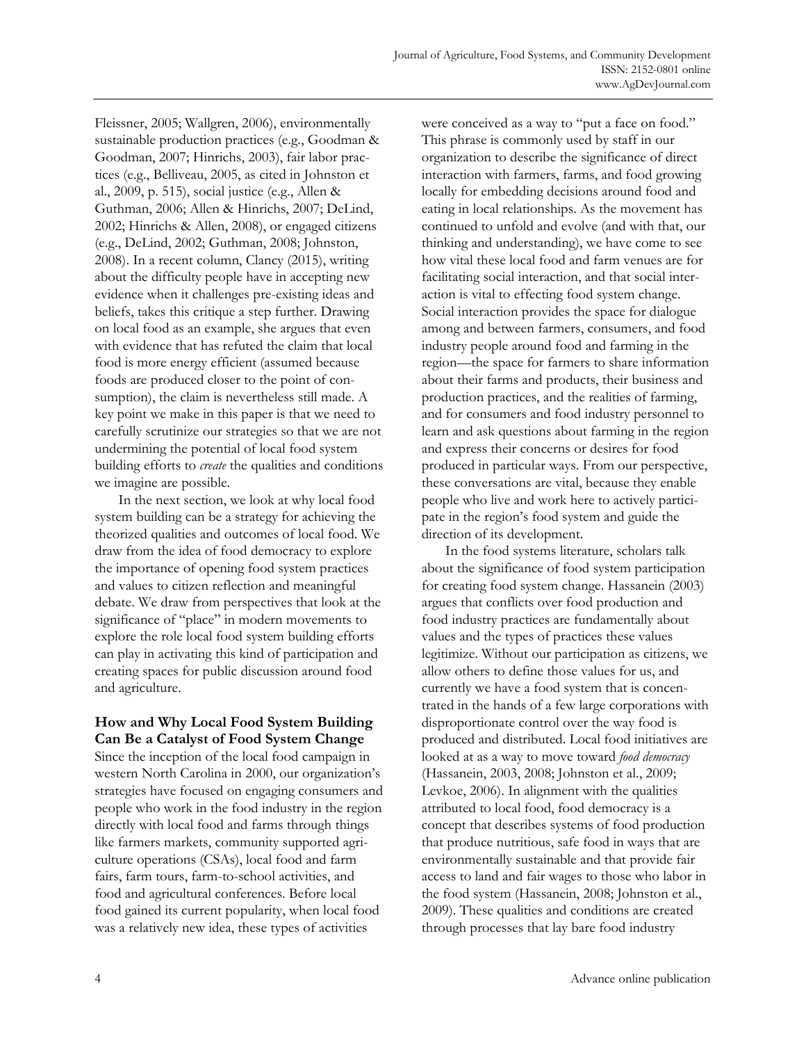Fleissner, 2005; Wallgren, 2006), environmentally sustainable production practices (e.g., Goodman & Goodman, 2007; Hinrichs, 2003), fair labor practices (e.g., Belliveau, 2005, as cited in Johnston et al., 2009, p. 515), social justice (e.g., Allen & Guthman, 2006; Allen & Hinrichs, 2007; DeLind, 2002; Hinrichs & Allen, 2008), or engaged citizens (e.g., DeLind, 2002; Guthman, 2008; Johnston, 2008). In a recent column, Clancy (2015), writing about the difficulty people have in accepting new evidence when it challenges pre-existing ideas and beliefs, takes this critique a step further. Drawing on local food as an example, she argues that even with evidence that has refuted the claim that local food is more energy efficient (assumed because foods are produced closer to the point of consumption), the claim is nevertheless still made. A key point we make in this paper is that we need to carefully scrutinize our strategies so that we are not undermining the potential of local food system building efforts to *create* the qualities and conditions we imagine are possible.

In the next section, we look at why local food system building can be a strategy for achieving the theorized qualities and outcomes of local food. We draw from the idea of food democracy to explore the importance of opening food system practices and values to citizen reflection and meaningful debate. We draw from perspectives that look at the significance of "place" in modern movements to explore the role local food system building efforts can play in activating this kind of participation and creating spaces for public discussion around food and agriculture.

## How and Why Local Food System Building Can Be a Catalyst of Food System Change

Since the inception of the local food campaign in western North Carolina in 2000, our organization's strategies have focused on engaging consumers and people who work in the food industry in the region directly with local food and farms through things like farmers markets, community supported agriculture operations (CSAs), local food and farm fairs, farm tours, farm-to-school activities, and food and agricultural conferences. Before local food gained its current popularity, when local food was a relatively new idea, these types of activities were conceived as a way to "put a face on food." This phrase is commonly used by staff in our organization to describe the significance of direct interaction with farmers, farms, and food growing locally for embedding decisions around food and eating in local relationships. As the movement has continued to unfold and evolve (and with that, our thinking and understanding), we have come to see how vital these local food and farm venues are for facilitating social interaction, and that social interaction is vital to effecting food system change. Social interaction provides the space for dialogue among and between farmers, consumers, and food industry people around food and farming in the region—the space for farmers to share information about their farms and products, their business and production practices, and the realities of farming, and for consumers and food industry personnel to learn and ask questions about farming in the region and express their concerns or desires for food produced in particular ways. From our perspective, these conversations are vital, because they enable people who live and work here to actively participate in the region's food system and guide the direction of its development.

In the food systems literature, scholars talk about the significance of food system participation for creating food system change. Hassanein (2003) argues that conflicts over food production and food industry practices are fundamentally about values and the types of practices these values legitimize. Without our participation as citizens, we allow others to define those values for us, and currently we have a food system that is concentrated in the hands of a few large corporations with disproportionate control over the way food is produced and distributed. Local food initiatives are looked at as a way to move toward *food democracy* (Hassanein, 2003, 2008; Johnston et al., 2009; Levkoe, 2006). In alignment with the qualities attributed to local food, food democracy is a concept that describes systems of food production that produce nutritious, safe food in ways that are environmentally sustainable and that provide fair access to land and fair wages to those who labor in the food system (Hassanein, 2008; Johnston et al., 2009). These qualities and conditions are created through processes that lay bare food industry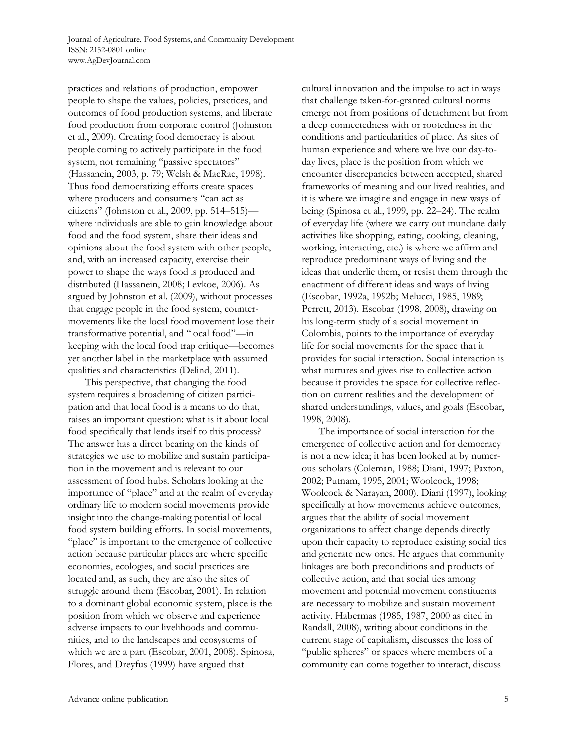practices and relations of production, empower people to shape the values, policies, practices, and outcomes of food production systems, and liberate food production from corporate control (Johnston et al., 2009). Creating food democracy is about people coming to actively participate in the food system, not remaining "passive spectators" (Hassanein, 2003, p. 79; Welsh & MacRae, 1998). Thus food democratizing efforts create spaces where producers and consumers "can act as citizens" (Johnston et al., 2009, pp. 514–515)—where individuals are able to gain knowledge about food and the food system, share their ideas and opinions about the food system with other people, and, with an increased capacity, exercise their power to shape the ways food is produced and distributed (Hassanein, 2008; Levkoe, 2006). As argued by Johnston et al. (2009), without processes that engage people in the food system, counter-movements like the local food movement lose their transformative potential, and "local food"—in keeping with the local food trap critique—becomes yet another label in the marketplace with assumed qualities and characteristics (Delind, 2011).

This perspective, that changing the food system requires a broadening of citizen participation and that local food is a means to do that, raises an important question: what is it about local food specifically that lends itself to this process? The answer has a direct bearing on the kinds of strategies we use to mobilize and sustain participation in the movement and is relevant to our assessment of food hubs. Scholars looking at the importance of "place" and at the realm of everyday ordinary life to modern social movements provide insight into the change-making potential of local food system building efforts. In social movements, "place" is important to the emergence of collective action because particular places are where specific economies, ecologies, and social practices are located and, as such, they are also the sites of struggle around them (Escobar, 2001). In relation to a dominant global economic system, place is the position from which we observe and experience adverse impacts to our livelihoods and communities, and to the landscapes and ecosystems of which we are a part (Escobar, 2001, 2008). Spinosa, Flores, and Dreyfus (1999) have argued that cultural innovation and the impulse to act in ways that challenge taken-for-granted cultural norms emerge not from positions of detachment but from a deep connectedness with or rootedness in the conditions and particularities of place. As sites of human experience and where we live our day-to-day lives, place is the position from which we encounter discrepancies between accepted, shared frameworks of meaning and our lived realities, and it is where we imagine and engage in new ways of being (Spinosa et al., 1999, pp. 22–24). The realm of everyday life (where we carry out mundane daily activities like shopping, eating, cooking, cleaning, working, interacting, etc.) is where we affirm and reproduce predominant ways of living and the ideas that underlie them, or resist them through the enactment of different ideas and ways of living (Escobar, 1992a, 1992b; Melucci, 1985, 1989; Perrett, 2013). Escobar (1998, 2008), drawing on his long-term study of a social movement in Colombia, points to the importance of everyday life for social movements for the space that it provides for social interaction. Social interaction is what nurtures and gives rise to collective action because it provides the space for collective reflection on current realities and the development of shared understandings, values, and goals (Escobar, 1998, 2008).

The importance of social interaction for the emergence of collective action and for democracy is not a new idea; it has been looked at by numerous scholars (Coleman, 1988; Diani, 1997; Paxton, 2002; Putnam, 1995, 2001; Woolcock, 1998; Woolcock & Narayan, 2000). Diani (1997), looking specifically at how movements achieve outcomes, argues that the ability of social movement organizations to affect change depends directly upon their capacity to reproduce existing social ties and generate new ones. He argues that community linkages are both preconditions and products of collective action, and that social ties among movement and potential movement constituents are necessary to mobilize and sustain movement activity. Habermas (1985, 1987, 2000 as cited in Randall, 2008), writing about conditions in the current stage of capitalism, discusses the loss of "public spheres" or spaces where members of a community can come together to interact, discuss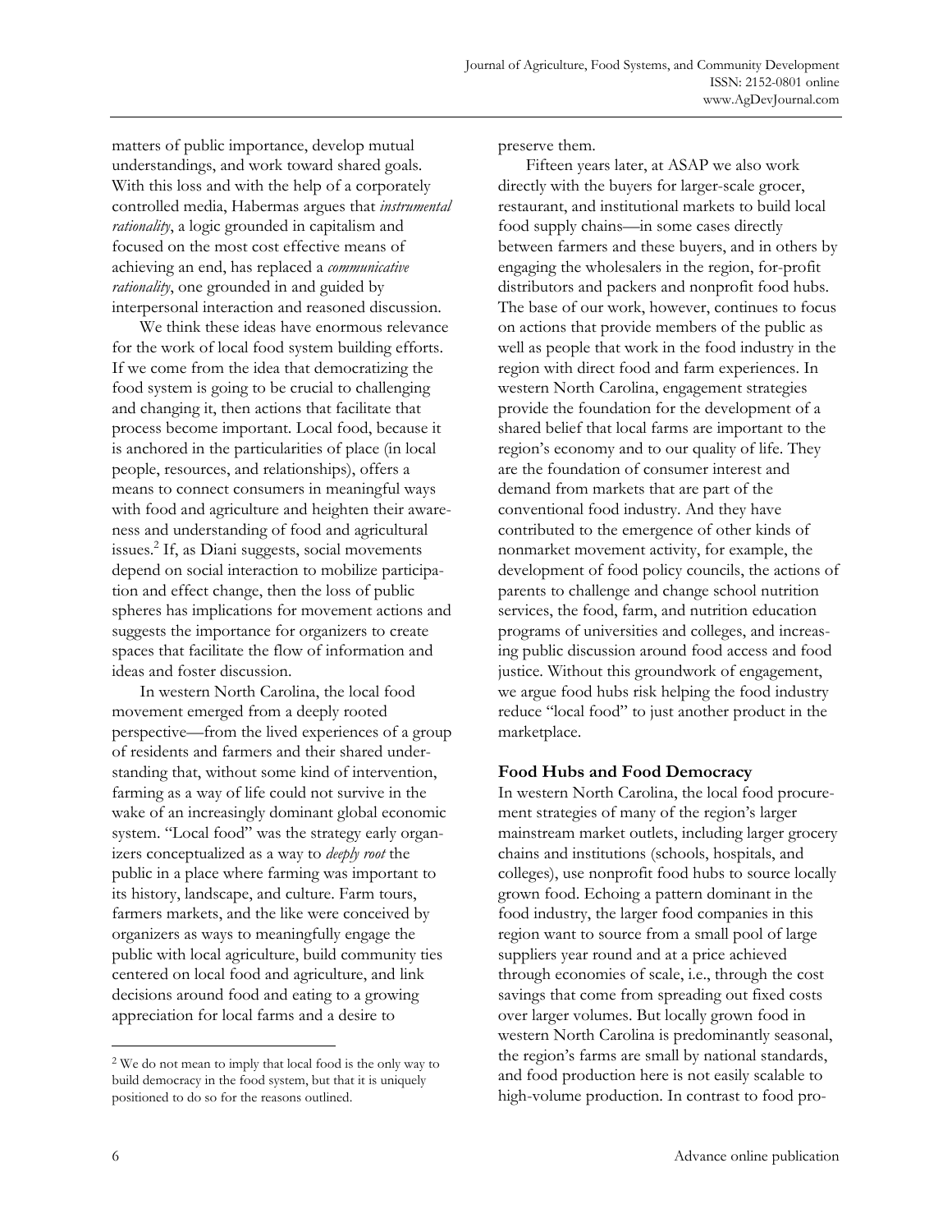matters of public importance, develop mutual understandings, and work toward shared goals. With this loss and with the help of a corporately controlled media, Habermas argues that *instrumental rationality*, a logic grounded in capitalism and focused on the most cost effective means of achieving an end, has replaced a *communicative rationality*, one grounded in and guided by interpersonal interaction and reasoned discussion.

We think these ideas have enormous relevance for the work of local food system building efforts. If we come from the idea that democratizing the food system is going to be crucial to challenging and changing it, then actions that facilitate that process become important. Local food, because it is anchored in the particularities of place (in local people, resources, and relationships), offers a means to connect consumers in meaningful ways with food and agriculture and heighten their awareness and understanding of food and agricultural issues.[2] If, as Diani suggests, social movements depend on social interaction to mobilize participation and effect change, then the loss of public spheres has implications for movement actions and suggests the importance for organizers to create spaces that facilitate the flow of information and ideas and foster discussion.

In western North Carolina, the local food movement emerged from a deeply rooted perspective—from the lived experiences of a group of residents and farmers and their shared understanding that, without some kind of intervention, farming as a way of life could not survive in the wake of an increasingly dominant global economic system. "Local food" was the strategy early organizers conceptualized as a way to *deeply root* the public in a place where farming was important to its history, landscape, and culture. Farm tours, farmers markets, and the like were conceived by organizers as ways to meaningfully engage the public with local agriculture, build community ties centered on local food and agriculture, and link decisions around food and eating to a growing appreciation for local farms and a desire to preserve them.

Fifteen years later, at ASAP we also work directly with the buyers for larger-scale grocer, restaurant, and institutional markets to build local food supply chains—in some cases directly between farmers and these buyers, and in others by engaging the wholesalers in the region, for-profit distributors and packers and nonprofit food hubs. The base of our work, however, continues to focus on actions that provide members of the public as well as people that work in the food industry in the region with direct food and farm experiences. In western North Carolina, engagement strategies provide the foundation for the development of a shared belief that local farms are important to the region's economy and to our quality of life. They are the foundation of consumer interest and demand from markets that are part of the conventional food industry. And they have contributed to the emergence of other kinds of nonmarket movement activity, for example, the development of food policy councils, the actions of parents to challenge and change school nutrition services, the food, farm, and nutrition education programs of universities and colleges, and increasing public discussion around food access and food justice. Without this groundwork of engagement, we argue food hubs risk helping the food industry reduce "local food" to just another product in the marketplace.

## Food Hubs and Food Democracy

In western North Carolina, the local food procurement strategies of many of the region's larger mainstream market outlets, including larger grocery chains and institutions (schools, hospitals, and colleges), use nonprofit food hubs to source locally grown food. Echoing a pattern dominant in the food industry, the larger food companies in this region want to source from a small pool of large suppliers year round and at a price achieved through economies of scale, i.e., through the cost savings that come from spreading out fixed costs over larger volumes. But locally grown food in western North Carolina is predominantly seasonal, the region's farms are small by national standards, and food production here is not easily scalable to high-volume production. In contrast to food pro-

[2] We do not mean to imply that local food is the only way to build democracy in the food system, but that it is uniquely positioned to do so for the reasons outlined.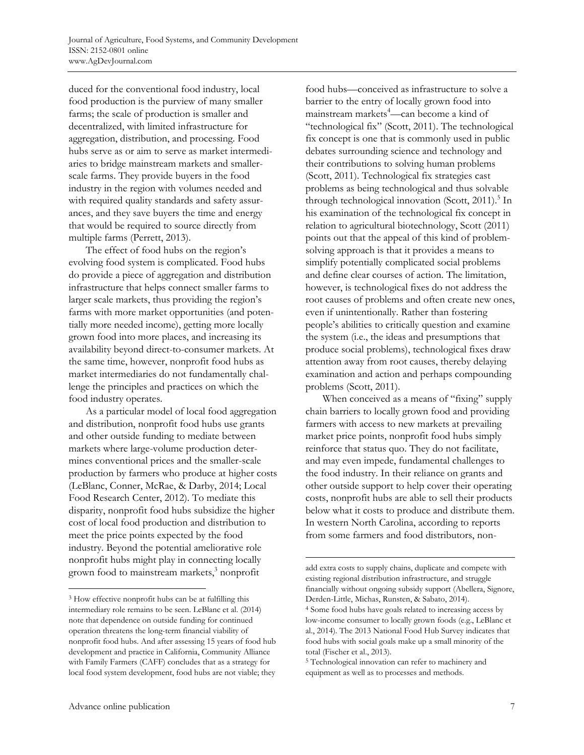duced for the conventional food industry, local food production is the purview of many smaller farms; the scale of production is smaller and decentralized, with limited infrastructure for aggregation, distribution, and processing. Food hubs serve as or aim to serve as market intermediaries to bridge mainstream markets and smaller-scale farms. They provide buyers in the food industry in the region with volumes needed and with required quality standards and safety assurances, and they save buyers the time and energy that would be required to source directly from multiple farms (Perrett, 2013).

The effect of food hubs on the region's evolving food system is complicated. Food hubs do provide a piece of aggregation and distribution infrastructure that helps connect smaller farms to larger scale markets, thus providing the region's farms with more market opportunities (and potentially more needed income), getting more locally grown food into more places, and increasing its availability beyond direct-to-consumer markets. At the same time, however, nonprofit food hubs as market intermediaries do not fundamentally challenge the principles and practices on which the food industry operates.

As a particular model of local food aggregation and distribution, nonprofit food hubs use grants and other outside funding to mediate between markets where large-volume production determines conventional prices and the smaller-scale production by farmers who produce at higher costs (LeBlanc, Conner, McRae, & Darby, 2014; Local Food Research Center, 2012). To mediate this disparity, nonprofit food hubs subsidize the higher cost of local food production and distribution to meet the price points expected by the food industry. Beyond the potential ameliorative role nonprofit hubs might play in connecting locally grown food to mainstream markets,[3] nonprofit food hubs—conceived as infrastructure to solve a barrier to the entry of locally grown food into mainstream markets[4]—can become a kind of "technological fix" (Scott, 2011). The technological fix concept is one that is commonly used in public debates surrounding science and technology and their contributions to solving human problems (Scott, 2011). Technological fix strategies cast problems as being technological and thus solvable through technological innovation (Scott, 2011).[5] In his examination of the technological fix concept in relation to agricultural biotechnology, Scott (2011) points out that the appeal of this kind of problem-solving approach is that it provides a means to simplify potentially complicated social problems and define clear courses of action. The limitation, however, is technological fixes do not address the root causes of problems and often create new ones, even if unintentionally. Rather than fostering people's abilities to critically question and examine the system (i.e., the ideas and presumptions that produce social problems), technological fixes draw attention away from root causes, thereby delaying examination and action and perhaps compounding problems (Scott, 2011).

When conceived as a means of "fixing" supply chain barriers to locally grown food and providing farmers with access to new markets at prevailing market price points, nonprofit food hubs simply reinforce that status quo. They do not facilitate, and may even impede, fundamental challenges to the food industry. In their reliance on grants and other outside support to help cover their operating costs, nonprofit hubs are able to sell their products below what it costs to produce and distribute them. In western North Carolina, according to reports from some farmers and food distributors, non-

---

[3] How effective nonprofit hubs can be at fulfilling this intermediary role remains to be seen. LeBlanc et al. (2014) note that dependence on outside funding for continued operation threatens the long-term financial viability of nonprofit food hubs. And after assessing 15 years of food hub development and practice in California, Community Alliance with Family Farmers (CAFF) concludes that as a strategy for local food system development, food hubs are not viable; they add extra costs to supply chains, duplicate and compete with existing regional distribution infrastructure, and struggle financially without ongoing subsidy support (Abellera, Signore, Derden-Little, Michas, Runsten, & Sabato, 2014).

[4] Some food hubs have goals related to increasing access by low-income consumer to locally grown foods (e.g., LeBlanc et al., 2014). The 2013 National Food Hub Survey indicates that food hubs with social goals make up a small minority of the total (Fischer et al., 2013).

[5] Technological innovation can refer to machinery and equipment as well as to processes and methods.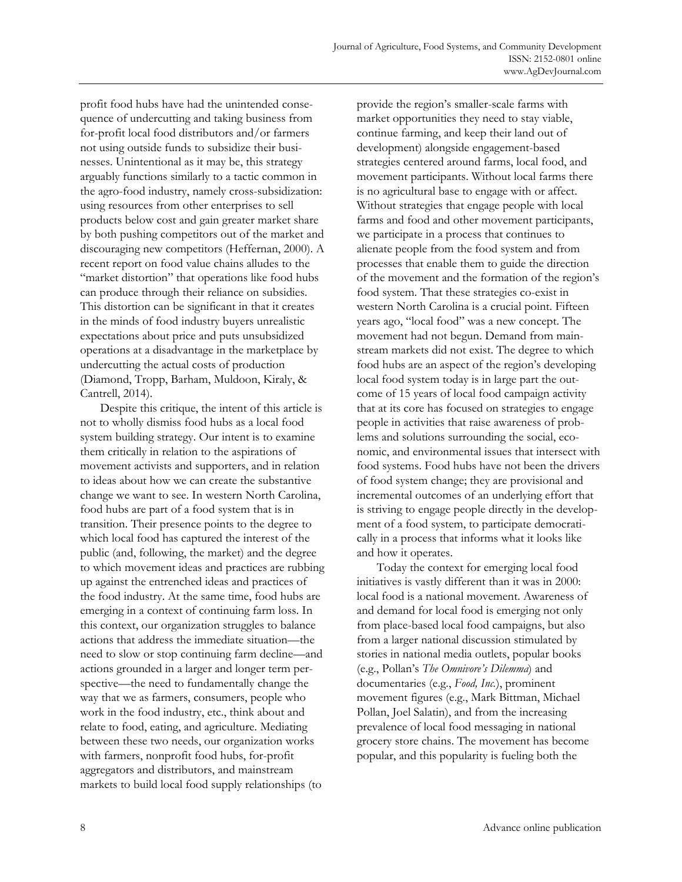profit food hubs have had the unintended consequence of undercutting and taking business from for-profit local food distributors and/or farmers not using outside funds to subsidize their businesses. Unintentional as it may be, this strategy arguably functions similarly to a tactic common in the agro-food industry, namely cross-subsidization: using resources from other enterprises to sell products below cost and gain greater market share by both pushing competitors out of the market and discouraging new competitors (Heffernan, 2000). A recent report on food value chains alludes to the "market distortion" that operations like food hubs can produce through their reliance on subsidies. This distortion can be significant in that it creates in the minds of food industry buyers unrealistic expectations about price and puts unsubsidized operations at a disadvantage in the marketplace by undercutting the actual costs of production (Diamond, Tropp, Barham, Muldoon, Kiraly, & Cantrell, 2014).

Despite this critique, the intent of this article is not to wholly dismiss food hubs as a local food system building strategy. Our intent is to examine them critically in relation to the aspirations of movement activists and supporters, and in relation to ideas about how we can create the substantive change we want to see. In western North Carolina, food hubs are part of a food system that is in transition. Their presence points to the degree to which local food has captured the interest of the public (and, following, the market) and the degree to which movement ideas and practices are rubbing up against the entrenched ideas and practices of the food industry. At the same time, food hubs are emerging in a context of continuing farm loss. In this context, our organization struggles to balance actions that address the immediate situation—the need to slow or stop continuing farm decline—and actions grounded in a larger and longer term perspective—the need to fundamentally change the way that we as farmers, consumers, people who work in the food industry, etc., think about and relate to food, eating, and agriculture. Mediating between these two needs, our organization works with farmers, nonprofit food hubs, for-profit aggregators and distributors, and mainstream markets to build local food supply relationships (to provide the region's smaller-scale farms with market opportunities they need to stay viable, continue farming, and keep their land out of development) alongside engagement-based strategies centered around farms, local food, and movement participants. Without local farms there is no agricultural base to engage with or affect. Without strategies that engage people with local farms and food and other movement participants, we participate in a process that continues to alienate people from the food system and from processes that enable them to guide the direction of the movement and the formation of the region's food system. That these strategies co-exist in western North Carolina is a crucial point. Fifteen years ago, "local food" was a new concept. The movement had not begun. Demand from mainstream markets did not exist. The degree to which food hubs are an aspect of the region's developing local food system today is in large part the outcome of 15 years of local food campaign activity that at its core has focused on strategies to engage people in activities that raise awareness of problems and solutions surrounding the social, economic, and environmental issues that intersect with food systems. Food hubs have not been the drivers of food system change; they are provisional and incremental outcomes of an underlying effort that is striving to engage people directly in the development of a food system, to participate democratically in a process that informs what it looks like and how it operates.

Today the context for emerging local food initiatives is vastly different than it was in 2000: local food is a national movement. Awareness of and demand for local food is emerging not only from place-based local food campaigns, but also from a larger national discussion stimulated by stories in national media outlets, popular books (e.g., Pollan's *The Omnivore's Dilemma*) and documentaries (e.g., *Food, Inc.*), prominent movement figures (e.g., Mark Bittman, Michael Pollan, Joel Salatin), and from the increasing prevalence of local food messaging in national grocery store chains. The movement has become popular, and this popularity is fueling both the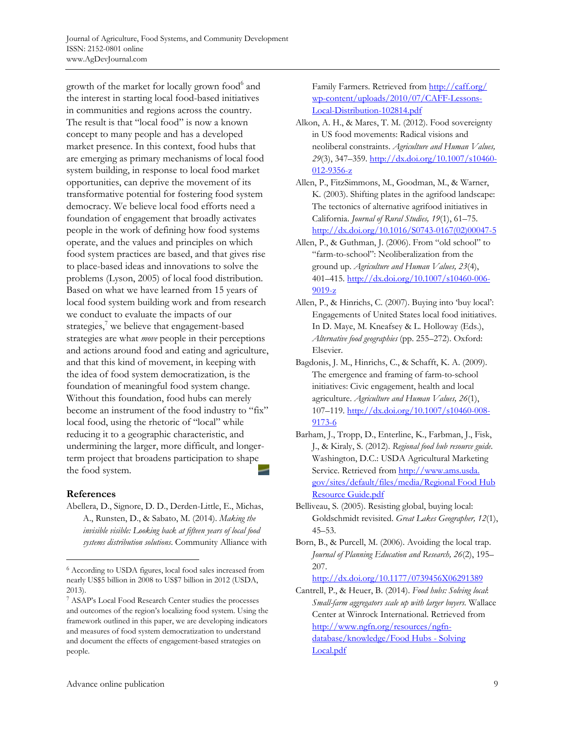growth of the market for locally grown food[6] and the interest in starting local food-based initiatives in communities and regions across the country. The result is that "local food" is now a known concept to many people and has a developed market presence. In this context, food hubs that are emerging as primary mechanisms of local food system building, in response to local food market opportunities, can deprive the movement of its transformative potential for fostering food system democracy. We believe local food efforts need a foundation of engagement that broadly activates people in the work of defining how food systems operate, and the values and principles on which food system practices are based, and that gives rise to place-based ideas and innovations to solve the problems (Lyson, 2005) of local food distribution. Based on what we have learned from 15 years of local food system building work and from research we conduct to evaluate the impacts of our strategies,[7] we believe that engagement-based strategies are what *move* people in their perceptions and actions around food and eating and agriculture, and that this kind of movement, in keeping with the idea of food system democratization, is the foundation of meaningful food system change. Without this foundation, food hubs can merely become an instrument of the food industry to "fix" local food, using the rhetoric of "local" while reducing it to a geographic characteristic, and undermining the larger, more difficult, and longer-term project that broadens participation to shape the food system.

## References

Abellera, D., Signore, D. D., Derden-Little, E., Michas, A., Runsten, D., & Sabato, M. (2014). *Making the invisible visible: Looking back at fifteen years of local food systems distribution solutions.* Community Alliance with Family Farmers. Retrieved from http://caff.org/wp-content/uploads/2010/07/CAFF-Lessons-Local-Distribution-102814.pdf

Alkon, A. H., & Mares, T. M. (2012). Food sovereignty in US food movements: Radical visions and neoliberal constraints. *Agriculture and Human Values, 29*(3), 347–359. http://dx.doi.org/10.1007/s10460-012-9356-z

Allen, P., FitzSimmons, M., Goodman, M., & Warner, K. (2003). Shifting plates in the agrifood landscape: The tectonics of alternative agrifood initiatives in California. *Journal of Rural Studies, 19*(1), 61–75. http://dx.doi.org/10.1016/S0743-0167(02)00047-5

Allen, P., & Guthman, J. (2006). From "old school" to "farm-to-school": Neoliberalization from the ground up. *Agriculture and Human Values, 23*(4), 401–415. http://dx.doi.org/10.1007/s10460-006-9019-z

Allen, P., & Hinrichs, C. (2007). Buying into 'buy local': Engagements of United States local food initiatives. In D. Maye, M. Kneafsey & L. Holloway (Eds.), *Alternative food geographies* (pp. 255–272). Oxford: Elsevier.

Bagdonis, J. M., Hinrichs, C., & Schafft, K. A. (2009). The emergence and framing of farm-to-school initiatives: Civic engagement, health and local agriculture. *Agriculture and Human Values, 26*(1), 107–119. http://dx.doi.org/10.1007/s10460-008-9173-6

Barham, J., Tropp, D., Enterline, K., Farbman, J., Fisk, J., & Kiraly, S. (2012). *Regional food hub resource guide.* Washington, D.C.: USDA Agricultural Marketing Service. Retrieved from http://www.ams.usda.gov/sites/default/files/media/Regional Food Hub Resource Guide.pdf

Belliveau, S. (2005). Resisting global, buying local: Goldschmidt revisited. *Great Lakes Geographer, 12*(1), 45–53.

Born, B., & Purcell, M. (2006). Avoiding the local trap. *Journal of Planning Education and Research, 26*(2), 195–207. http://dx.doi.org/10.1177/0739456X06291389

Cantrell, P., & Heuer, B. (2014). *Food hubs: Solving local: Small-farm aggregators scale up with larger buyers.* Wallace Center at Winrock International. Retrieved from http://www.ngfn.org/resources/ngfn-database/knowledge/Food Hubs - Solving Local.pdf

---

[6] According to USDA figures, local food sales increased from nearly US$5 billion in 2008 to US$7 billion in 2012 (USDA, 2013).

[7] ASAP's Local Food Research Center studies the processes and outcomes of the region's localizing food system. Using the framework outlined in this paper, we are developing indicators and measures of food system democratization to understand and document the effects of engagement-based strategies on people.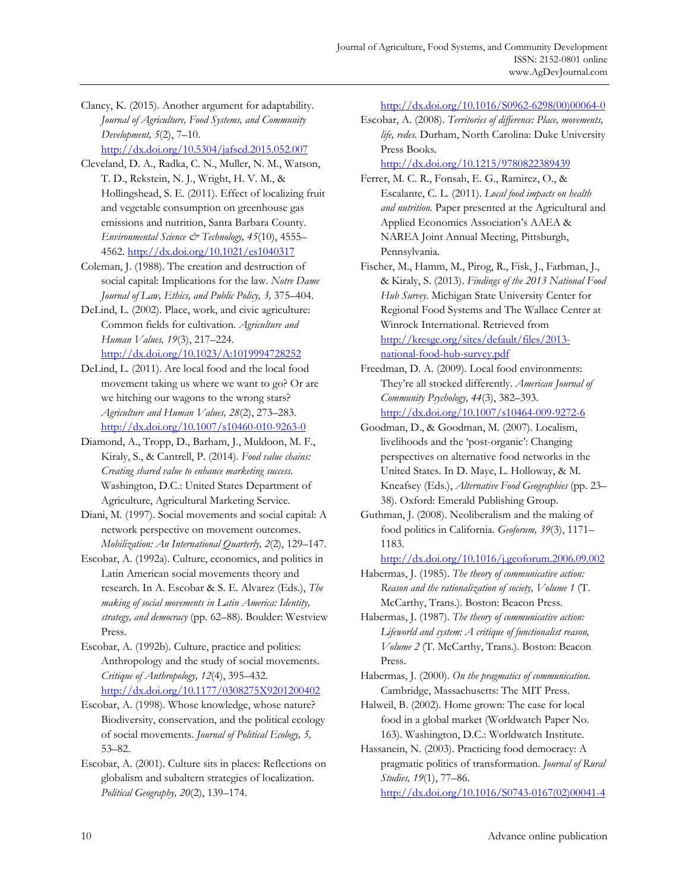Clancy, K. (2015). Another argument for adaptability. *Journal of Agriculture, Food Systems, and Community Development, 5*(2), 7–10. http://dx.doi.org/10.5304/jafscd.2015.052.007

Cleveland, D. A., Radka, C. N., Muller, N. M., Watson, T. D., Rekstein, N. J., Wright, H. V. M., & Hollingshead, S. E. (2011). Effect of localizing fruit and vegetable consumption on greenhouse gas emissions and nutrition, Santa Barbara County. *Environmental Science & Technology, 45*(10), 4555–4562. http://dx.doi.org/10.1021/es1040317

Coleman, J. (1988). The creation and destruction of social capital: Implications for the law. *Notre Dame Journal of Law, Ethics, and Public Policy, 3,* 375–404.

DeLind, L. (2002). Place, work, and civic agriculture: Common fields for cultivation. *Agriculture and Human Values, 19*(3), 217–224. http://dx.doi.org/10.1023/A:1019994728252

DeLind, L. (2011). Are local food and the local food movement taking us where we want to go? Or are we hitching our wagons to the wrong stars? *Agriculture and Human Values, 28*(2), 273–283. http://dx.doi.org/10.1007/s10460-010-9263-0

Diamond, A., Tropp, D., Barham, J., Muldoon, M. F., Kiraly, S., & Cantrell, P. (2014). *Food value chains: Creating shared value to enhance marketing success.* Washington, D.C.: United States Department of Agriculture, Agricultural Marketing Service.

Diani, M. (1997). Social movements and social capital: A network perspective on movement outcomes. *Mobilization: An International Quarterly, 2*(2), 129–147.

Escobar, A. (1992a). Culture, economics, and politics in Latin American social movements theory and research. In A. Escobar & S. E. Alvarez (Eds.), *The making of social movements in Latin America: Identity, strategy, and democracy* (pp. 62–88). Boulder: Westview Press.

Escobar, A. (1992b). Culture, practice and politics: Anthropology and the study of social movements. *Critique of Anthropology, 12*(4), 395–432. http://dx.doi.org/10.1177/0308275X9201200402

Escobar, A. (1998). Whose knowledge, whose nature? Biodiversity, conservation, and the political ecology of social movements. *Journal of Political Ecology, 5,* 53–82.

Escobar, A. (2001). Culture sits in places: Reflections on globalism and subaltern strategies of localization. *Political Geography, 20*(2), 139–174. http://dx.doi.org/10.1016/S0962-6298(00)00064-0

Escobar, A. (2008). *Territories of difference: Place, movements, life, redes.* Durham, North Carolina: Duke University Press Books. http://dx.doi.org/10.1215/9780822389439

Ferrer, M. C. R., Fonsah, E. G., Ramirez, O., & Escalante, C. L. (2011). *Local food impacts on health and nutrition.* Paper presented at the Agricultural and Applied Economics Association's AAEA & NAREA Joint Annual Meeting, Pittsburgh, Pennsylvania.

Fischer, M., Hamm, M., Pirog, R., Fisk, J., Farbman, J., & Kiraly, S. (2013). *Findings of the 2013 National Food Hub Survey.* Michigan State University Center for Regional Food Systems and The Wallace Center at Winrock International. Retrieved from http://kresge.org/sites/default/files/2013-national-food-hub-survey.pdf

Freedman, D. A. (2009). Local food environments: They're all stocked differently. *American Journal of Community Psychology, 44*(3), 382–393. http://dx.doi.org/10.1007/s10464-009-9272-6

Goodman, D., & Goodman, M. (2007). Localism, livelihoods and the 'post-organic': Changing perspectives on alternative food networks in the United States. In D. Maye, L. Holloway, & M. Kneafsey (Eds.), *Alternative Food Geographies* (pp. 23–38). Oxford: Emerald Publishing Group.

Guthman, J. (2008). Neoliberalism and the making of food politics in California. *Geoforum, 39*(3), 1171–1183. http://dx.doi.org/10.1016/j.geoforum.2006.09.002

Habermas, J. (1985). *The theory of communicative action: Reason and the rationalization of society, Volume 1* (T. McCarthy, Trans.). Boston: Beacon Press.

Habermas, J. (1987). *The theory of communicative action: Lifeworld and system: A critique of functionalist reason, Volume 2* (T. McCarthy, Trans.). Boston: Beacon Press.

Habermas, J. (2000). *On the pragmatics of communication.* Cambridge, Massachusetts: The MIT Press.

Halweil, B. (2002). Home grown: The case for local food in a global market (Worldwatch Paper No. 163). Washington, D.C.: Worldwatch Institute.

Hassanein, N. (2003). Practicing food democracy: A pragmatic politics of transformation. *Journal of Rural Studies, 19*(1), 77–86. http://dx.doi.org/10.1016/S0743-0167(02)00041-4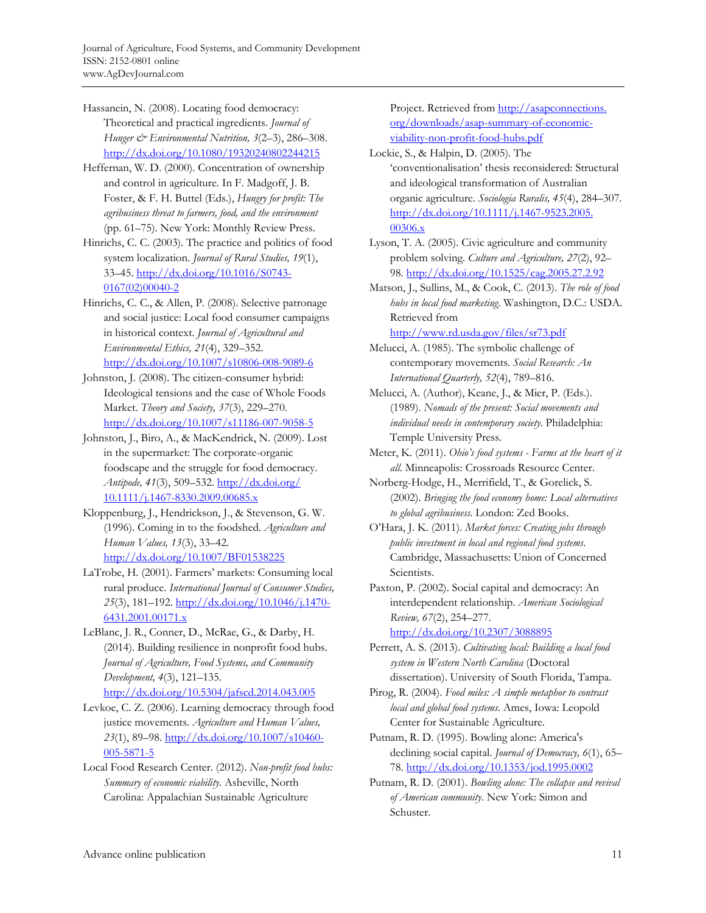Hassanein, N. (2008). Locating food democracy: Theoretical and practical ingredients. *Journal of Hunger & Environmental Nutrition, 3*(2–3), 286–308. http://dx.doi.org/10.1080/19320240802244215

Heffernan, W. D. (2000). Concentration of ownership and control in agriculture. In F. Madgoff, J. B. Foster, & F. H. Buttel (Eds.), *Hungry for profit: The agribusiness threat to farmers, food, and the environment* (pp. 61–75). New York: Monthly Review Press.

Hinrichs, C. C. (2003). The practice and politics of food system localization. *Journal of Rural Studies, 19*(1), 33–45. http://dx.doi.org/10.1016/S0743-0167(02)00040-2

Hinrichs, C. C., & Allen, P. (2008). Selective patronage and social justice: Local food consumer campaigns in historical context. *Journal of Agricultural and Environmental Ethics, 21*(4), 329–352. http://dx.doi.org/10.1007/s10806-008-9089-6

Johnston, J. (2008). The citizen-consumer hybrid: Ideological tensions and the case of Whole Foods Market. *Theory and Society, 37*(3), 229–270. http://dx.doi.org/10.1007/s11186-007-9058-5

Johnston, J., Biro, A., & MacKendrick, N. (2009). Lost in the supermarket: The corporate-organic foodscape and the struggle for food democracy. *Antipode, 41*(3), 509–532. http://dx.doi.org/10.1111/j.1467-8330.2009.00685.x

Kloppenburg, J., Hendrickson, J., & Stevenson, G. W. (1996). Coming in to the foodshed. *Agriculture and Human Values, 13*(3), 33–42. http://dx.doi.org/10.1007/BF01538225

LaTrobe, H. (2001). Farmers' markets: Consuming local rural produce. *International Journal of Consumer Studies, 25*(3), 181–192. http://dx.doi.org/10.1046/j.1470-6431.2001.00171.x

LeBlanc, J. R., Conner, D., McRae, G., & Darby, H. (2014). Building resilience in nonprofit food hubs. *Journal of Agriculture, Food Systems, and Community Development, 4*(3), 121–135. http://dx.doi.org/10.5304/jafscd.2014.043.005

Levkoe, C. Z. (2006). Learning democracy through food justice movements. *Agriculture and Human Values, 23*(1), 89–98. http://dx.doi.org/10.1007/s10460-005-5871-5

Local Food Research Center. (2012). *Non-profit food hubs: Summary of economic viability.* Asheville, North Carolina: Appalachian Sustainable Agriculture Project. Retrieved from http://asapconnections.org/downloads/asap-summary-of-economic-viability-non-profit-food-hubs.pdf

Lockie, S., & Halpin, D. (2005). The 'conventionalisation' thesis reconsidered: Structural and ideological transformation of Australian organic agriculture. *Sociologia Ruralis, 45*(4), 284–307. http://dx.doi.org/10.1111/j.1467-9523.2005.00306.x

Lyson, T. A. (2005). Civic agriculture and community problem solving. *Culture and Agriculture, 27*(2), 92–98. http://dx.doi.org/10.1525/cag.2005.27.2.92

Matson, J., Sullins, M., & Cook, C. (2013). *The role of food hubs in local food marketing.* Washington, D.C.: USDA. Retrieved from http://www.rd.usda.gov/files/sr73.pdf

Melucci, A. (1985). The symbolic challenge of contemporary movements. *Social Research: An International Quarterly, 52*(4), 789–816.

Melucci, A. (Author), Keane, J., & Mier, P. (Eds.). (1989). *Nomads of the present: Social movements and individual needs in contemporary society.* Philadelphia: Temple University Press.

Meter, K. (2011). *Ohio's food systems - Farms at the heart of it all.* Minneapolis: Crossroads Resource Center.

Norberg-Hodge, H., Merrifield, T., & Gorelick, S. (2002). *Bringing the food economy home: Local alternatives to global agribusiness.* London: Zed Books.

O'Hara, J. K. (2011). *Market forces: Creating jobs through public investment in local and regional food systems.* Cambridge, Massachusetts: Union of Concerned Scientists.

Paxton, P. (2002). Social capital and democracy: An interdependent relationship. *American Sociological Review, 67*(2), 254–277. http://dx.doi.org/10.2307/3088895

Perrett, A. S. (2013). *Cultivating local: Building a local food system in Western North Carolina* (Doctoral dissertation). University of South Florida, Tampa.

Pirog, R. (2004). *Food miles: A simple metaphor to contrast local and global food systems.* Ames, Iowa: Leopold Center for Sustainable Agriculture.

Putnam, R. D. (1995). Bowling alone: America's declining social capital. *Journal of Democracy, 6*(1), 65–78. http://dx.doi.org/10.1353/jod.1995.0002

Putnam, R. D. (2001). *Bowling alone: The collapse and revival of American community.* New York: Simon and Schuster.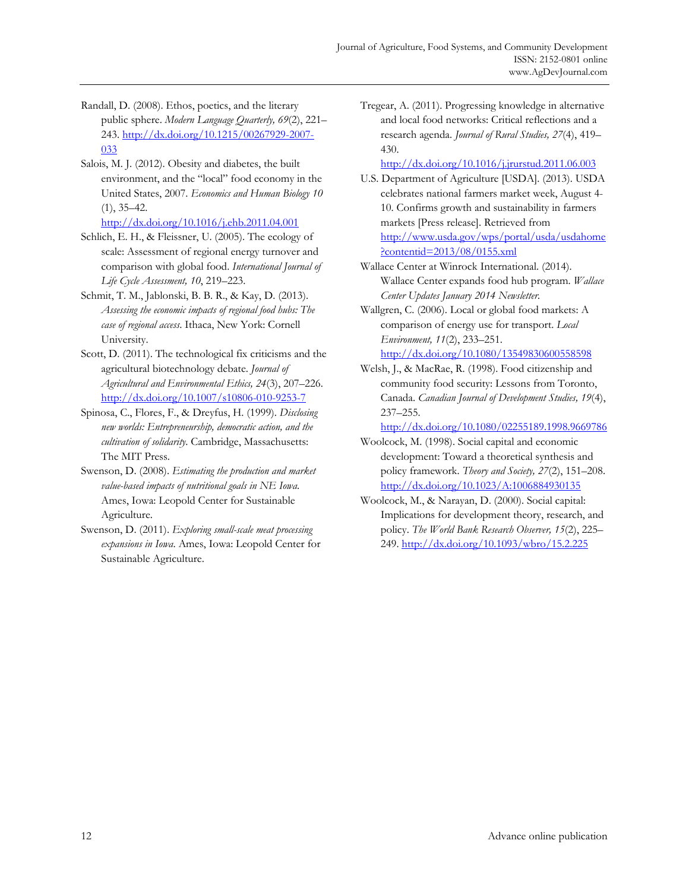Randall, D. (2008). Ethos, poetics, and the literary public sphere. *Modern Language Quarterly, 69*(2), 221–243. http://dx.doi.org/10.1215/00267929-2007-033

Salois, M. J. (2012). Obesity and diabetes, the built environment, and the "local" food economy in the United States, 2007. *Economics and Human Biology 10* (1), 35–42. http://dx.doi.org/10.1016/j.ehb.2011.04.001

Schlich, E. H., & Fleissner, U. (2005). The ecology of scale: Assessment of regional energy turnover and comparison with global food. *International Journal of Life Cycle Assessment, 10*, 219–223.

Schmit, T. M., Jablonski, B. B. R., & Kay, D. (2013). *Assessing the economic impacts of regional food hubs: The case of regional access*. Ithaca, New York: Cornell University.

Scott, D. (2011). The technological fix criticisms and the agricultural biotechnology debate. *Journal of Agricultural and Environmental Ethics, 24*(3), 207–226. http://dx.doi.org/10.1007/s10806-010-9253-7

Spinosa, C., Flores, F., & Dreyfus, H. (1999). *Disclosing new worlds: Entrepreneurship, democratic action, and the cultivation of solidarity*. Cambridge, Massachusetts: The MIT Press.

Swenson, D. (2008). *Estimating the production and market value-based impacts of nutritional goals in NE Iowa*. Ames, Iowa: Leopold Center for Sustainable Agriculture.

Swenson, D. (2011). *Exploring small-scale meat processing expansions in Iowa*. Ames, Iowa: Leopold Center for Sustainable Agriculture.

Tregear, A. (2011). Progressing knowledge in alternative and local food networks: Critical reflections and a research agenda. *Journal of Rural Studies, 27*(4), 419–430. http://dx.doi.org/10.1016/j.jrurstud.2011.06.003

U.S. Department of Agriculture [USDA]. (2013). USDA celebrates national farmers market week, August 4-10. Confirms growth and sustainability in farmers markets [Press release]. Retrieved from http://www.usda.gov/wps/portal/usda/usdahome?contentid=2013/08/0155.xml

Wallace Center at Winrock International. (2014). Wallace Center expands food hub program. *Wallace Center Updates January 2014 Newsletter*.

Wallgren, C. (2006). Local or global food markets: A comparison of energy use for transport. *Local Environment, 11*(2), 233–251. http://dx.doi.org/10.1080/13549830600558598

Welsh, J., & MacRae, R. (1998). Food citizenship and community food security: Lessons from Toronto, Canada. *Canadian Journal of Development Studies, 19*(4), 237–255. http://dx.doi.org/10.1080/02255189.1998.9669786

Woolcock, M. (1998). Social capital and economic development: Toward a theoretical synthesis and policy framework. *Theory and Society, 27*(2), 151–208. http://dx.doi.org/10.1023/A:1006884930135

Woolcock, M., & Narayan, D. (2000). Social capital: Implications for development theory, research, and policy. *The World Bank Research Observer, 15*(2), 225–249. http://dx.doi.org/10.1093/wbro/15.2.225